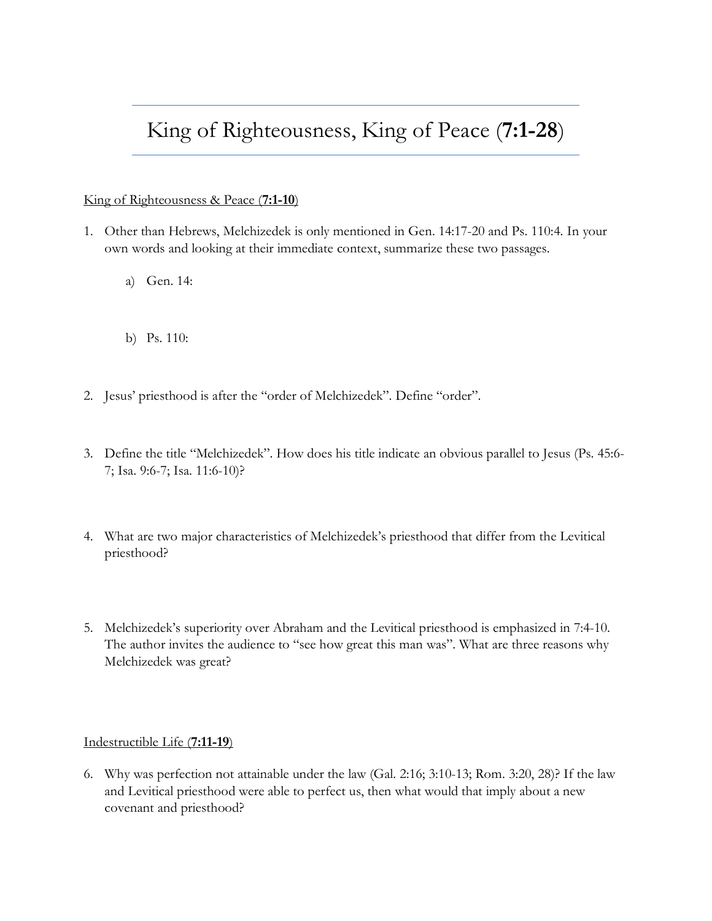# King of Righteousness, King of Peace (**7:1-28**)

King of Righteousness & Peace (**7:1-10**)

1. Other than Hebrews, Melchizedek is only mentioned in Gen. 14:17-20 and Ps. 110:4. In your own words and looking at their immediate context, summarize these two passages.

    a) Gen. 14:

    b) Ps. 110:

2. Jesus' priesthood is after the "order of Melchizedek". Define "order".

3. Define the title "Melchizedek". How does his title indicate an obvious parallel to Jesus (Ps. 45:6-7; Isa. 9:6-7; Isa. 11:6-10)?

4. What are two major characteristics of Melchizedek's priesthood that differ from the Levitical priesthood?

5. Melchizedek's superiority over Abraham and the Levitical priesthood is emphasized in 7:4-10. The author invites the audience to "see how great this man was". What are three reasons why Melchizedek was great?

Indestructible Life (**7:11-19**)

6. Why was perfection not attainable under the law (Gal. 2:16; 3:10-13; Rom. 3:20, 28)? If the law and Levitical priesthood were able to perfect us, then what would that imply about a new covenant and priesthood?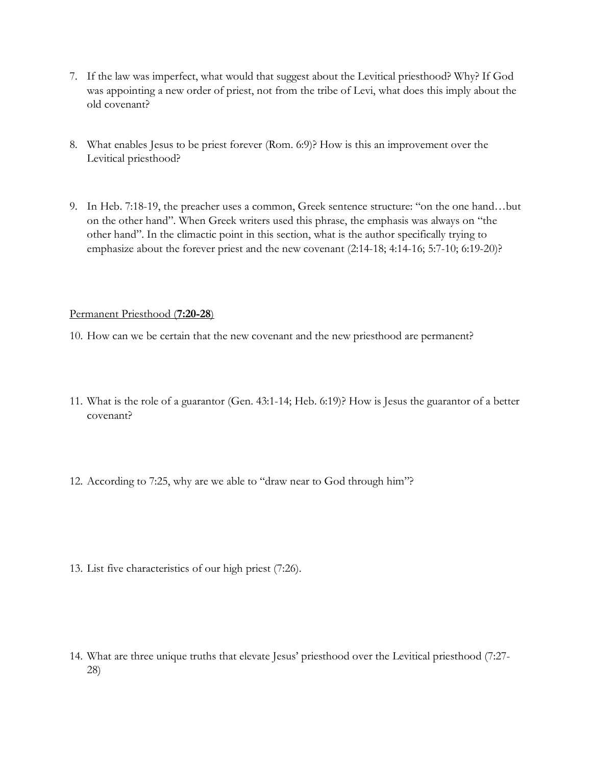7. If the law was imperfect, what would that suggest about the Levitical priesthood? Why? If God was appointing a new order of priest, not from the tribe of Levi, what does this imply about the old covenant?

8. What enables Jesus to be priest forever (Rom. 6:9)? How is this an improvement over the Levitical priesthood?

9. In Heb. 7:18-19, the preacher uses a common, Greek sentence structure: "on the one hand…but on the other hand". When Greek writers used this phrase, the emphasis was always on "the other hand". In the climactic point in this section, what is the author specifically trying to emphasize about the forever priest and the new covenant (2:14-18; 4:14-16; 5:7-10; 6:19-20)?

<u>Permanent Priesthood (**7:20-28**)</u>

10. How can we be certain that the new covenant and the new priesthood are permanent?

11. What is the role of a guarantor (Gen. 43:1-14; Heb. 6:19)? How is Jesus the guarantor of a better covenant?

12. According to 7:25, why are we able to "draw near to God through him"?

13. List five characteristics of our high priest (7:26).

14. What are three unique truths that elevate Jesus' priesthood over the Levitical priesthood (7:27-28)